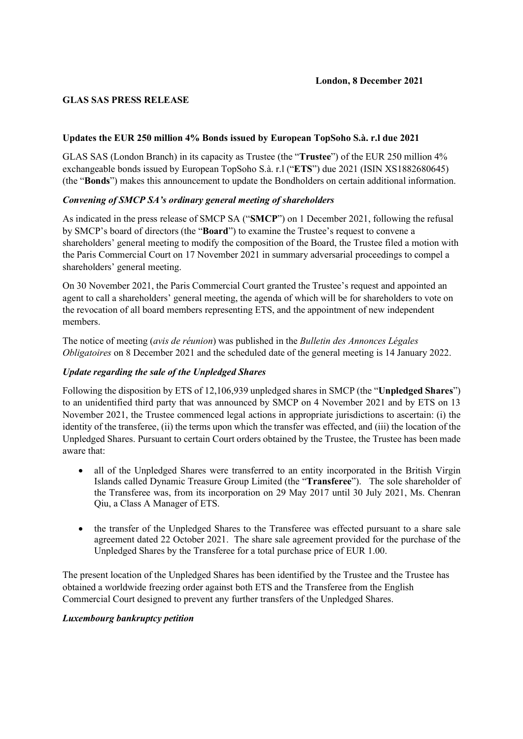**London, 8 December 2021**

**GLAS SAS PRESS RELEASE**

**Updates the EUR 250 million 4% Bonds issued by European TopSoho S.à. r.l due 2021**

GLAS SAS (London Branch) in its capacity as Trustee (the "**Trustee**") of the EUR 250 million 4% exchangeable bonds issued by European TopSoho S.à. r.l ("**ETS**") due 2021 (ISIN XS1882680645) (the "**Bonds**") makes this announcement to update the Bondholders on certain additional information.

***Convening of SMCP SA's ordinary general meeting of shareholders***

As indicated in the press release of SMCP SA ("**SMCP**") on 1 December 2021, following the refusal by SMCP's board of directors (the "**Board**") to examine the Trustee's request to convene a shareholders' general meeting to modify the composition of the Board, the Trustee filed a motion with the Paris Commercial Court on 17 November 2021 in summary adversarial proceedings to compel a shareholders' general meeting.

On 30 November 2021, the Paris Commercial Court granted the Trustee's request and appointed an agent to call a shareholders' general meeting, the agenda of which will be for shareholders to vote on the revocation of all board members representing ETS, and the appointment of new independent members.

The notice of meeting (*avis de réunion*) was published in the *Bulletin des Annonces Légales Obligatoires* on 8 December 2021 and the scheduled date of the general meeting is 14 January 2022.

***Update regarding the sale of the Unpledged Shares***

Following the disposition by ETS of 12,106,939 unpledged shares in SMCP (the "**Unpledged Shares**") to an unidentified third party that was announced by SMCP on 4 November 2021 and by ETS on 13 November 2021, the Trustee commenced legal actions in appropriate jurisdictions to ascertain: (i) the identity of the transferee, (ii) the terms upon which the transfer was effected, and (iii) the location of the Unpledged Shares. Pursuant to certain Court orders obtained by the Trustee, the Trustee has been made aware that:

- all of the Unpledged Shares were transferred to an entity incorporated in the British Virgin Islands called Dynamic Treasure Group Limited (the "**Transferee**"). The sole shareholder of the Transferee was, from its incorporation on 29 May 2017 until 30 July 2021, Ms. Chenran Qiu, a Class A Manager of ETS.

- the transfer of the Unpledged Shares to the Transferee was effected pursuant to a share sale agreement dated 22 October 2021. The share sale agreement provided for the purchase of the Unpledged Shares by the Transferee for a total purchase price of EUR 1.00.

The present location of the Unpledged Shares has been identified by the Trustee and the Trustee has obtained a worldwide freezing order against both ETS and the Transferee from the English Commercial Court designed to prevent any further transfers of the Unpledged Shares.

***Luxembourg bankruptcy petition***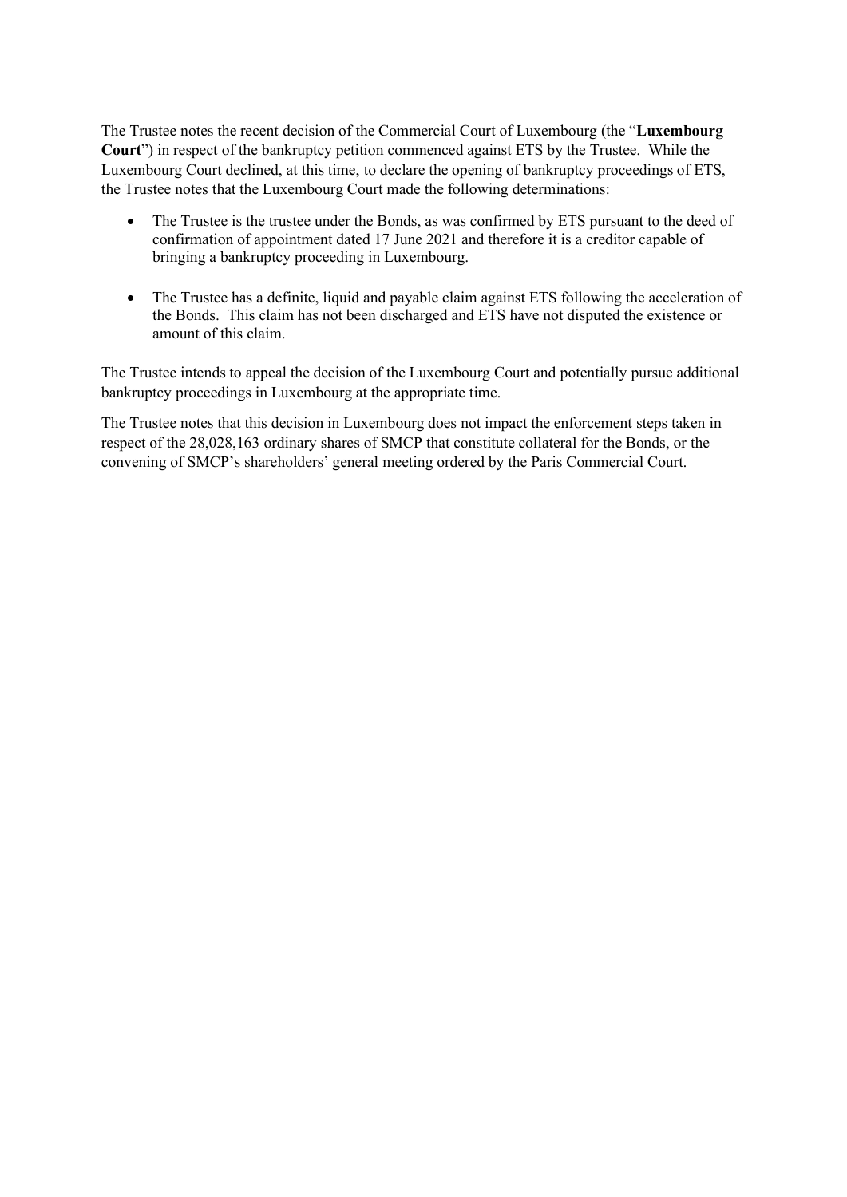The Trustee notes the recent decision of the Commercial Court of Luxembourg (the "**Luxembourg Court**") in respect of the bankruptcy petition commenced against ETS by the Trustee. While the Luxembourg Court declined, at this time, to declare the opening of bankruptcy proceedings of ETS, the Trustee notes that the Luxembourg Court made the following determinations:

- The Trustee is the trustee under the Bonds, as was confirmed by ETS pursuant to the deed of confirmation of appointment dated 17 June 2021 and therefore it is a creditor capable of bringing a bankruptcy proceeding in Luxembourg.

- The Trustee has a definite, liquid and payable claim against ETS following the acceleration of the Bonds. This claim has not been discharged and ETS have not disputed the existence or amount of this claim.

The Trustee intends to appeal the decision of the Luxembourg Court and potentially pursue additional bankruptcy proceedings in Luxembourg at the appropriate time.

The Trustee notes that this decision in Luxembourg does not impact the enforcement steps taken in respect of the 28,028,163 ordinary shares of SMCP that constitute collateral for the Bonds, or the convening of SMCP's shareholders' general meeting ordered by the Paris Commercial Court.